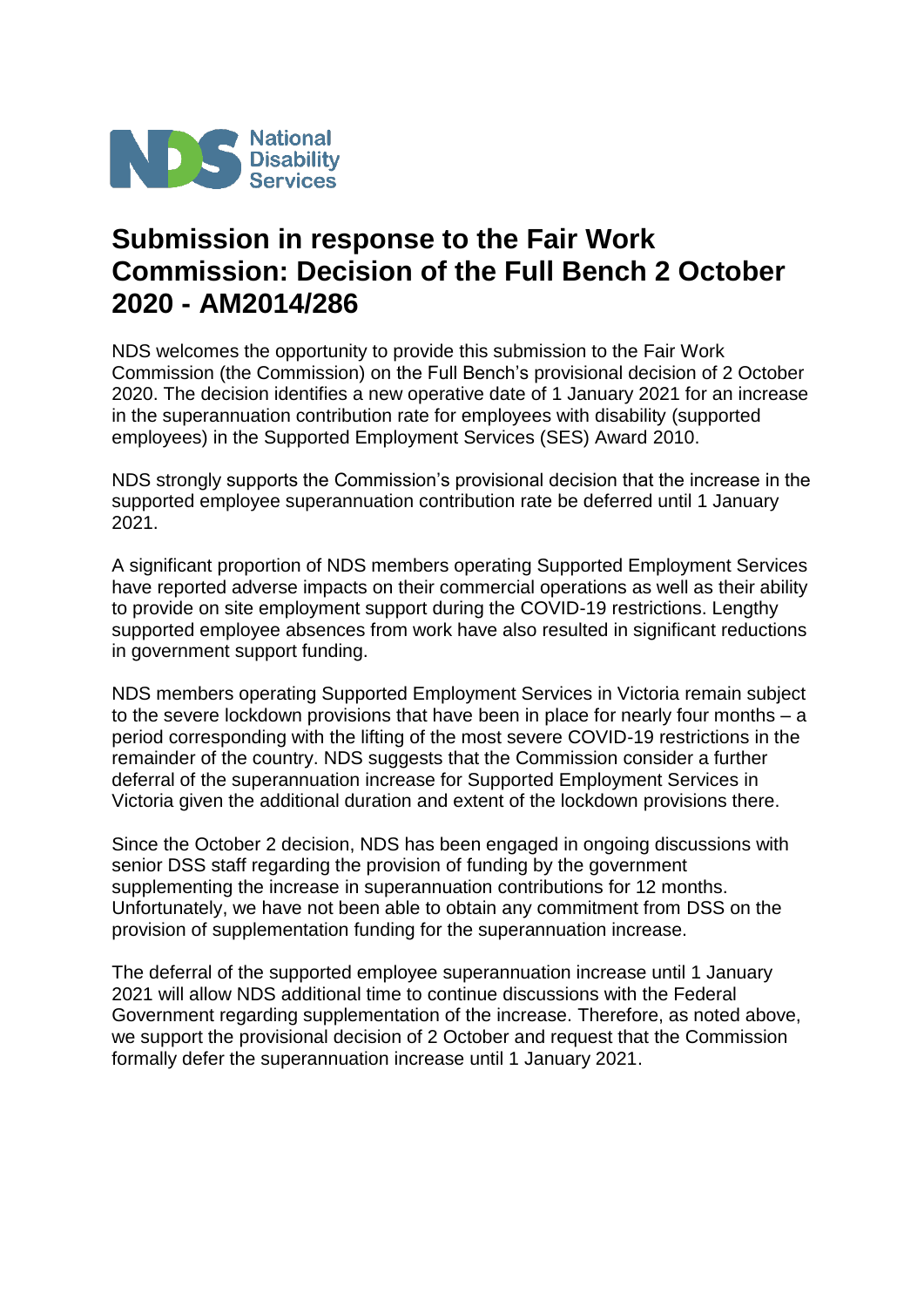# Submission in response to the Fair Work Commission: Decision of the Full Bench 2 October 2020 - AM2014/286

NDS welcomes the opportunity to provide this submission to the Fair Work Commission (the Commission) on the Full Bench's provisional decision of 2 October 2020. The decision identifies a new operative date of 1 January 2021 for an increase in the superannuation contribution rate for employees with disability (supported employees) in the Supported Employment Services (SES) Award 2010.

NDS strongly supports the Commission's provisional decision that the increase in the supported employee superannuation contribution rate be deferred until 1 January 2021.

A significant proportion of NDS members operating Supported Employment Services have reported adverse impacts on their commercial operations as well as their ability to provide on site employment support during the COVID-19 restrictions. Lengthy supported employee absences from work have also resulted in significant reductions in government support funding.

NDS members operating Supported Employment Services in Victoria remain subject to the severe lockdown provisions that have been in place for nearly four months – a period corresponding with the lifting of the most severe COVID-19 restrictions in the remainder of the country. NDS suggests that the Commission consider a further deferral of the superannuation increase for Supported Employment Services in Victoria given the additional duration and extent of the lockdown provisions there.

Since the October 2 decision, NDS has been engaged in ongoing discussions with senior DSS staff regarding the provision of funding by the government supplementing the increase in superannuation contributions for 12 months. Unfortunately, we have not been able to obtain any commitment from DSS on the provision of supplementation funding for the superannuation increase.

The deferral of the supported employee superannuation increase until 1 January 2021 will allow NDS additional time to continue discussions with the Federal Government regarding supplementation of the increase. Therefore, as noted above, we support the provisional decision of 2 October and request that the Commission formally defer the superannuation increase until 1 January 2021.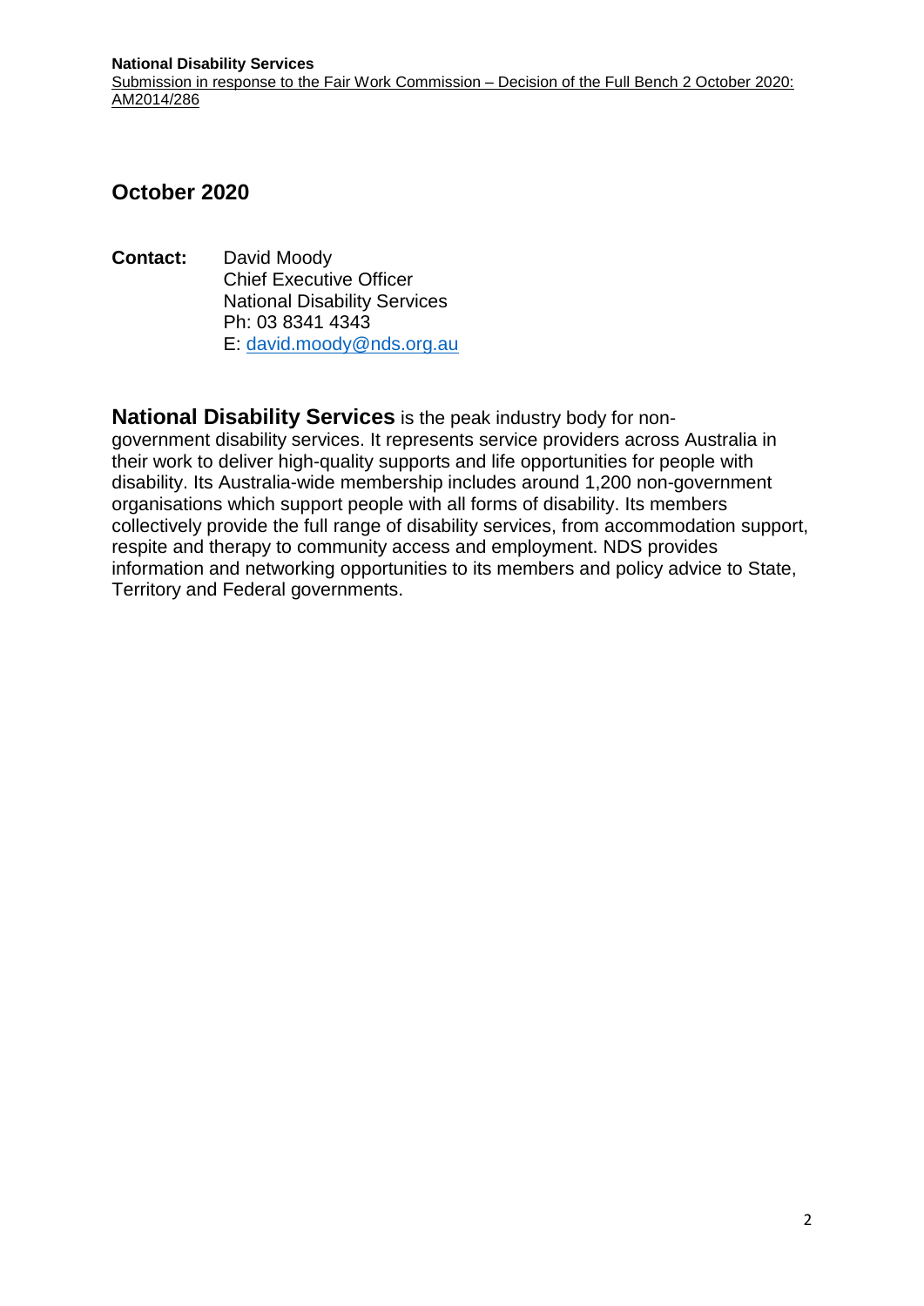## October 2020

**Contact:** David Moody
Chief Executive Officer
National Disability Services
Ph: 03 8341 4343
E: [david.moody@nds.org.au](mailto:david.moody@nds.org.au)

**National Disability Services** is the peak industry body for non-government disability services. It represents service providers across Australia in their work to deliver high-quality supports and life opportunities for people with disability. Its Australia-wide membership includes around 1,200 non-government organisations which support people with all forms of disability. Its members collectively provide the full range of disability services, from accommodation support, respite and therapy to community access and employment. NDS provides information and networking opportunities to its members and policy advice to State, Territory and Federal governments.